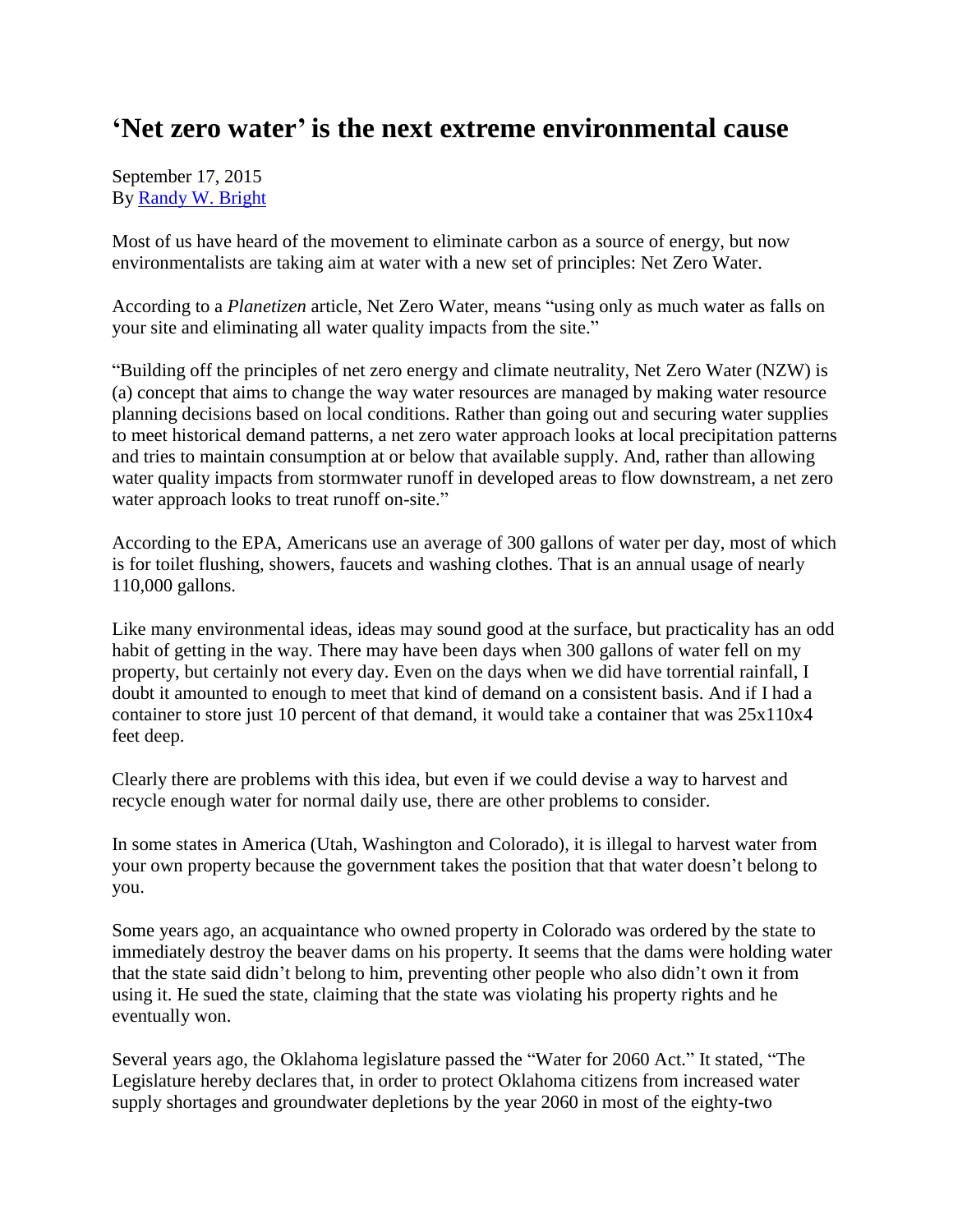# 'Net zero water' is the next extreme environmental cause

September 17, 2015
By [Randy W. Bright]

Most of us have heard of the movement to eliminate carbon as a source of energy, but now environmentalists are taking aim at water with a new set of principles: Net Zero Water.

According to a *Planetizen* article, Net Zero Water, means "using only as much water as falls on your site and eliminating all water quality impacts from the site."

"Building off the principles of net zero energy and climate neutrality, Net Zero Water (NZW) is (a) concept that aims to change the way water resources are managed by making water resource planning decisions based on local conditions. Rather than going out and securing water supplies to meet historical demand patterns, a net zero water approach looks at local precipitation patterns and tries to maintain consumption at or below that available supply. And, rather than allowing water quality impacts from stormwater runoff in developed areas to flow downstream, a net zero water approach looks to treat runoff on-site."

According to the EPA, Americans use an average of 300 gallons of water per day, most of which is for toilet flushing, showers, faucets and washing clothes. That is an annual usage of nearly 110,000 gallons.

Like many environmental ideas, ideas may sound good at the surface, but practicality has an odd habit of getting in the way. There may have been days when 300 gallons of water fell on my property, but certainly not every day. Even on the days when we did have torrential rainfall, I doubt it amounted to enough to meet that kind of demand on a consistent basis. And if I had a container to store just 10 percent of that demand, it would take a container that was 25x110x4 feet deep.

Clearly there are problems with this idea, but even if we could devise a way to harvest and recycle enough water for normal daily use, there are other problems to consider.

In some states in America (Utah, Washington and Colorado), it is illegal to harvest water from your own property because the government takes the position that that water doesn't belong to you.

Some years ago, an acquaintance who owned property in Colorado was ordered by the state to immediately destroy the beaver dams on his property. It seems that the dams were holding water that the state said didn't belong to him, preventing other people who also didn't own it from using it. He sued the state, claiming that the state was violating his property rights and he eventually won.

Several years ago, the Oklahoma legislature passed the "Water for 2060 Act." It stated, "The Legislature hereby declares that, in order to protect Oklahoma citizens from increased water supply shortages and groundwater depletions by the year 2060 in most of the eighty-two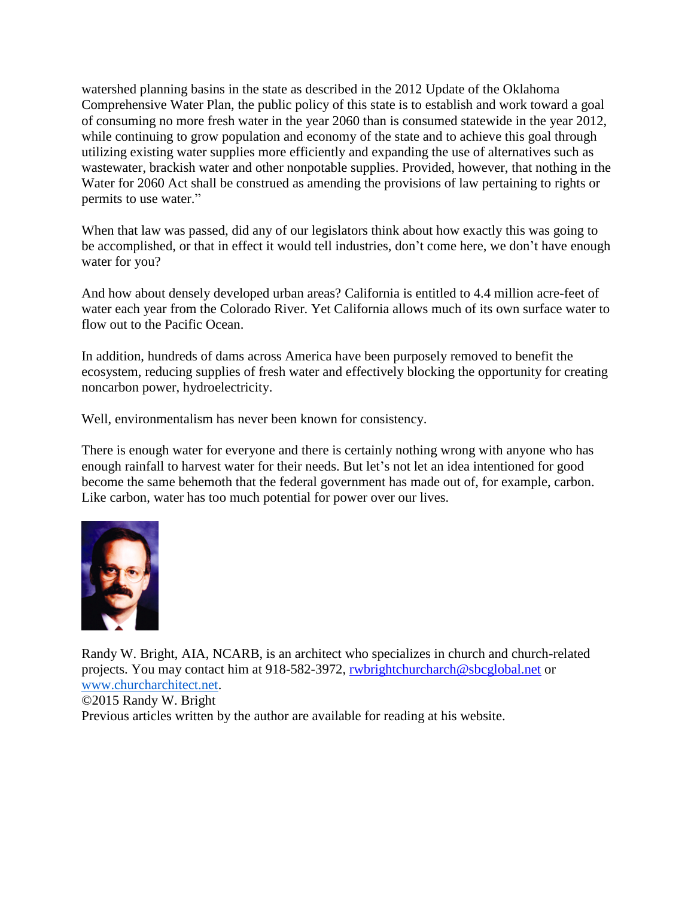watershed planning basins in the state as described in the 2012 Update of the Oklahoma Comprehensive Water Plan, the public policy of this state is to establish and work toward a goal of consuming no more fresh water in the year 2060 than is consumed statewide in the year 2012, while continuing to grow population and economy of the state and to achieve this goal through utilizing existing water supplies more efficiently and expanding the use of alternatives such as wastewater, brackish water and other nonpotable supplies. Provided, however, that nothing in the Water for 2060 Act shall be construed as amending the provisions of law pertaining to rights or permits to use water."

When that law was passed, did any of our legislators think about how exactly this was going to be accomplished, or that in effect it would tell industries, don't come here, we don't have enough water for you?

And how about densely developed urban areas? California is entitled to 4.4 million acre-feet of water each year from the Colorado River. Yet California allows much of its own surface water to flow out to the Pacific Ocean.

In addition, hundreds of dams across America have been purposely removed to benefit the ecosystem, reducing supplies of fresh water and effectively blocking the opportunity for creating noncarbon power, hydroelectricity.

Well, environmentalism has never been known for consistency.

There is enough water for everyone and there is certainly nothing wrong with anyone who has enough rainfall to harvest water for their needs. But let's not let an idea intentioned for good become the same behemoth that the federal government has made out of, for example, carbon. Like carbon, water has too much potential for power over our lives.

Randy W. Bright, AIA, NCARB, is an architect who specializes in church and church-related projects. You may contact him at 918-582-3972, rwbrightchurcharch@sbcglobal.net or www.churcharchitect.net.

©2015 Randy W. Bright

Previous articles written by the author are available for reading at his website.